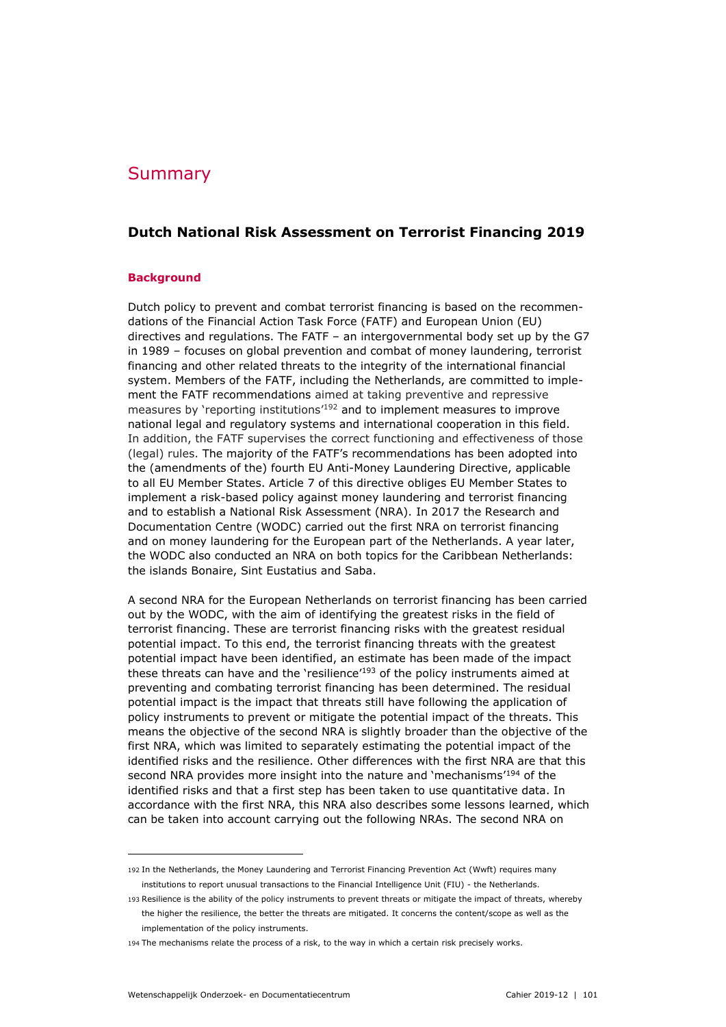# Summary

## Dutch National Risk Assessment on Terrorist Financing 2019

### Background

Dutch policy to prevent and combat terrorist financing is based on the recommendations of the Financial Action Task Force (FATF) and European Union (EU) directives and regulations. The FATF – an intergovernmental body set up by the G7 in 1989 – focuses on global prevention and combat of money laundering, terrorist financing and other related threats to the integrity of the international financial system. Members of the FATF, including the Netherlands, are committed to implement the FATF recommendations aimed at taking preventive and repressive measures by 'reporting institutions'[192] and to implement measures to improve national legal and regulatory systems and international cooperation in this field. In addition, the FATF supervises the correct functioning and effectiveness of those (legal) rules. The majority of the FATF's recommendations has been adopted into the (amendments of the) fourth EU Anti-Money Laundering Directive, applicable to all EU Member States. Article 7 of this directive obliges EU Member States to implement a risk-based policy against money laundering and terrorist financing and to establish a National Risk Assessment (NRA). In 2017 the Research and Documentation Centre (WODC) carried out the first NRA on terrorist financing and on money laundering for the European part of the Netherlands. A year later, the WODC also conducted an NRA on both topics for the Caribbean Netherlands: the islands Bonaire, Sint Eustatius and Saba.

A second NRA for the European Netherlands on terrorist financing has been carried out by the WODC, with the aim of identifying the greatest risks in the field of terrorist financing. These are terrorist financing risks with the greatest residual potential impact. To this end, the terrorist financing threats with the greatest potential impact have been identified, an estimate has been made of the impact these threats can have and the 'resilience'[193] of the policy instruments aimed at preventing and combating terrorist financing has been determined. The residual potential impact is the impact that threats still have following the application of policy instruments to prevent or mitigate the potential impact of the threats. This means the objective of the second NRA is slightly broader than the objective of the first NRA, which was limited to separately estimating the potential impact of the identified risks and the resilience. Other differences with the first NRA are that this second NRA provides more insight into the nature and 'mechanisms'[194] of the identified risks and that a first step has been taken to use quantitative data. In accordance with the first NRA, this NRA also describes some lessons learned, which can be taken into account carrying out the following NRAs. The second NRA on

---

192 In the Netherlands, the Money Laundering and Terrorist Financing Prevention Act (Wwft) requires many institutions to report unusual transactions to the Financial Intelligence Unit (FIU) - the Netherlands.

193 Resilience is the ability of the policy instruments to prevent threats or mitigate the impact of threats, whereby the higher the resilience, the better the threats are mitigated. It concerns the content/scope as well as the implementation of the policy instruments.

194 The mechanisms relate the process of a risk, to the way in which a certain risk precisely works.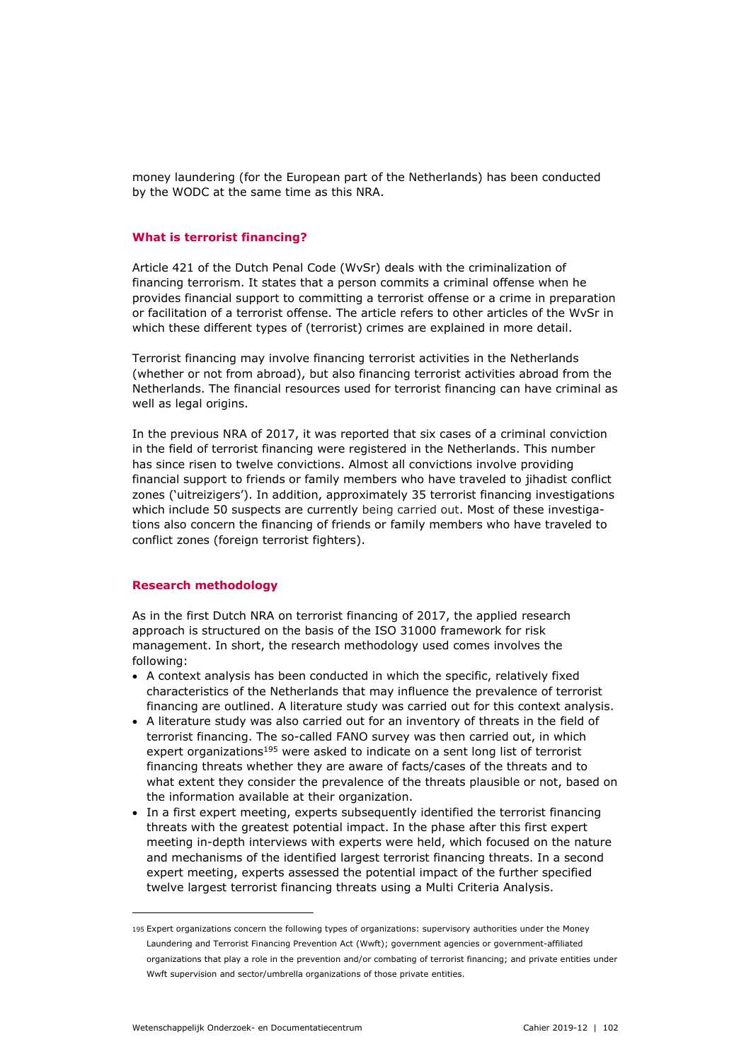money laundering (for the European part of the Netherlands) has been conducted by the WODC at the same time as this NRA.

## What is terrorist financing?

Article 421 of the Dutch Penal Code (WvSr) deals with the criminalization of financing terrorism. It states that a person commits a criminal offense when he provides financial support to committing a terrorist offense or a crime in preparation or facilitation of a terrorist offense. The article refers to other articles of the WvSr in which these different types of (terrorist) crimes are explained in more detail.

Terrorist financing may involve financing terrorist activities in the Netherlands (whether or not from abroad), but also financing terrorist activities abroad from the Netherlands. The financial resources used for terrorist financing can have criminal as well as legal origins.

In the previous NRA of 2017, it was reported that six cases of a criminal conviction in the field of terrorist financing were registered in the Netherlands. This number has since risen to twelve convictions. Almost all convictions involve providing financial support to friends or family members who have traveled to jihadist conflict zones ('uitreizigers'). In addition, approximately 35 terrorist financing investigations which include 50 suspects are currently being carried out. Most of these investigations also concern the financing of friends or family members who have traveled to conflict zones (foreign terrorist fighters).

## Research methodology

As in the first Dutch NRA on terrorist financing of 2017, the applied research approach is structured on the basis of the ISO 31000 framework for risk management. In short, the research methodology used comes involves the following:

- A context analysis has been conducted in which the specific, relatively fixed characteristics of the Netherlands that may influence the prevalence of terrorist financing are outlined. A literature study was carried out for this context analysis.
- A literature study was also carried out for an inventory of threats in the field of terrorist financing. The so-called FANO survey was then carried out, in which expert organizations[195] were asked to indicate on a sent long list of terrorist financing threats whether they are aware of facts/cases of the threats and to what extent they consider the prevalence of the threats plausible or not, based on the information available at their organization.
- In a first expert meeting, experts subsequently identified the terrorist financing threats with the greatest potential impact. In the phase after this first expert meeting in-depth interviews with experts were held, which focused on the nature and mechanisms of the identified largest terrorist financing threats. In a second expert meeting, experts assessed the potential impact of the further specified twelve largest terrorist financing threats using a Multi Criteria Analysis.

---

[195] Expert organizations concern the following types of organizations: supervisory authorities under the Money Laundering and Terrorist Financing Prevention Act (Wwft); government agencies or government-affiliated organizations that play a role in the prevention and/or combating of terrorist financing; and private entities under Wwft supervision and sector/umbrella organizations of those private entities.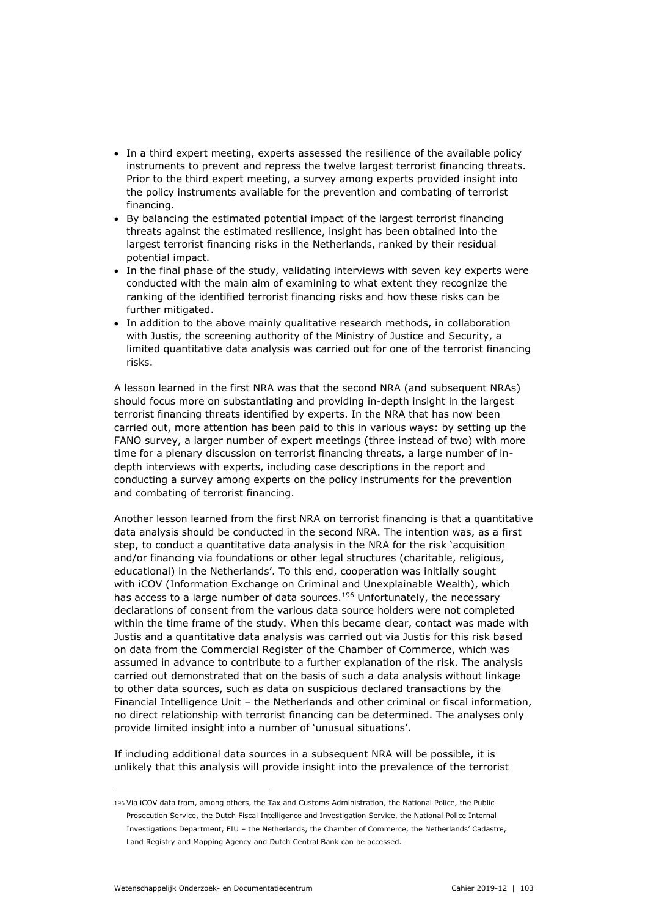- In a third expert meeting, experts assessed the resilience of the available policy instruments to prevent and repress the twelve largest terrorist financing threats. Prior to the third expert meeting, a survey among experts provided insight into the policy instruments available for the prevention and combating of terrorist financing.
- By balancing the estimated potential impact of the largest terrorist financing threats against the estimated resilience, insight has been obtained into the largest terrorist financing risks in the Netherlands, ranked by their residual potential impact.
- In the final phase of the study, validating interviews with seven key experts were conducted with the main aim of examining to what extent they recognize the ranking of the identified terrorist financing risks and how these risks can be further mitigated.
- In addition to the above mainly qualitative research methods, in collaboration with Justis, the screening authority of the Ministry of Justice and Security, a limited quantitative data analysis was carried out for one of the terrorist financing risks.

A lesson learned in the first NRA was that the second NRA (and subsequent NRAs) should focus more on substantiating and providing in-depth insight in the largest terrorist financing threats identified by experts. In the NRA that has now been carried out, more attention has been paid to this in various ways: by setting up the FANO survey, a larger number of expert meetings (three instead of two) with more time for a plenary discussion on terrorist financing threats, a large number of in-depth interviews with experts, including case descriptions in the report and conducting a survey among experts on the policy instruments for the prevention and combating of terrorist financing.

Another lesson learned from the first NRA on terrorist financing is that a quantitative data analysis should be conducted in the second NRA. The intention was, as a first step, to conduct a quantitative data analysis in the NRA for the risk 'acquisition and/or financing via foundations or other legal structures (charitable, religious, educational) in the Netherlands'. To this end, cooperation was initially sought with iCOV (Information Exchange on Criminal and Unexplainable Wealth), which has access to a large number of data sources.[196] Unfortunately, the necessary declarations of consent from the various data source holders were not completed within the time frame of the study. When this became clear, contact was made with Justis and a quantitative data analysis was carried out via Justis for this risk based on data from the Commercial Register of the Chamber of Commerce, which was assumed in advance to contribute to a further explanation of the risk. The analysis carried out demonstrated that on the basis of such a data analysis without linkage to other data sources, such as data on suspicious declared transactions by the Financial Intelligence Unit – the Netherlands and other criminal or fiscal information, no direct relationship with terrorist financing can be determined. The analyses only provide limited insight into a number of 'unusual situations'.

If including additional data sources in a subsequent NRA will be possible, it is unlikely that this analysis will provide insight into the prevalence of the terrorist

---

196 Via iCOV data from, among others, the Tax and Customs Administration, the National Police, the Public Prosecution Service, the Dutch Fiscal Intelligence and Investigation Service, the National Police Internal Investigations Department, FIU – the Netherlands, the Chamber of Commerce, the Netherlands' Cadastre, Land Registry and Mapping Agency and Dutch Central Bank can be accessed.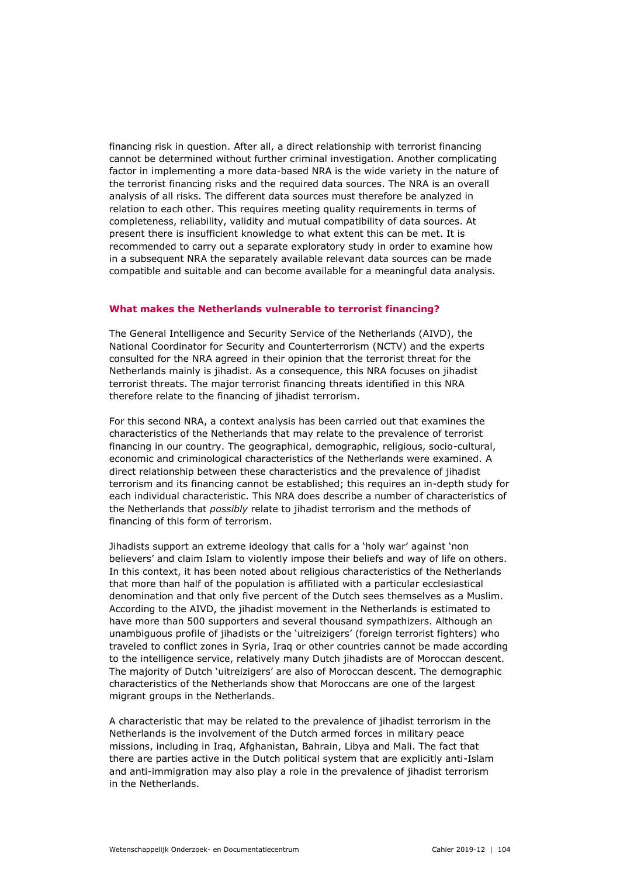financing risk in question. After all, a direct relationship with terrorist financing cannot be determined without further criminal investigation. Another complicating factor in implementing a more data-based NRA is the wide variety in the nature of the terrorist financing risks and the required data sources. The NRA is an overall analysis of all risks. The different data sources must therefore be analyzed in relation to each other. This requires meeting quality requirements in terms of completeness, reliability, validity and mutual compatibility of data sources. At present there is insufficient knowledge to what extent this can be met. It is recommended to carry out a separate exploratory study in order to examine how in a subsequent NRA the separately available relevant data sources can be made compatible and suitable and can become available for a meaningful data analysis.

### What makes the Netherlands vulnerable to terrorist financing?

The General Intelligence and Security Service of the Netherlands (AIVD), the National Coordinator for Security and Counterterrorism (NCTV) and the experts consulted for the NRA agreed in their opinion that the terrorist threat for the Netherlands mainly is jihadist. As a consequence, this NRA focuses on jihadist terrorist threats. The major terrorist financing threats identified in this NRA therefore relate to the financing of jihadist terrorism.

For this second NRA, a context analysis has been carried out that examines the characteristics of the Netherlands that may relate to the prevalence of terrorist financing in our country. The geographical, demographic, religious, socio-cultural, economic and criminological characteristics of the Netherlands were examined. A direct relationship between these characteristics and the prevalence of jihadist terrorism and its financing cannot be established; this requires an in-depth study for each individual characteristic. This NRA does describe a number of characteristics of the Netherlands that *possibly* relate to jihadist terrorism and the methods of financing of this form of terrorism.

Jihadists support an extreme ideology that calls for a 'holy war' against 'non believers' and claim Islam to violently impose their beliefs and way of life on others. In this context, it has been noted about religious characteristics of the Netherlands that more than half of the population is affiliated with a particular ecclesiastical denomination and that only five percent of the Dutch sees themselves as a Muslim. According to the AIVD, the jihadist movement in the Netherlands is estimated to have more than 500 supporters and several thousand sympathizers. Although an unambiguous profile of jihadists or the 'uitreizigers' (foreign terrorist fighters) who traveled to conflict zones in Syria, Iraq or other countries cannot be made according to the intelligence service, relatively many Dutch jihadists are of Moroccan descent. The majority of Dutch 'uitreizigers' are also of Moroccan descent. The demographic characteristics of the Netherlands show that Moroccans are one of the largest migrant groups in the Netherlands.

A characteristic that may be related to the prevalence of jihadist terrorism in the Netherlands is the involvement of the Dutch armed forces in military peace missions, including in Iraq, Afghanistan, Bahrain, Libya and Mali. The fact that there are parties active in the Dutch political system that are explicitly anti-Islam and anti-immigration may also play a role in the prevalence of jihadist terrorism in the Netherlands.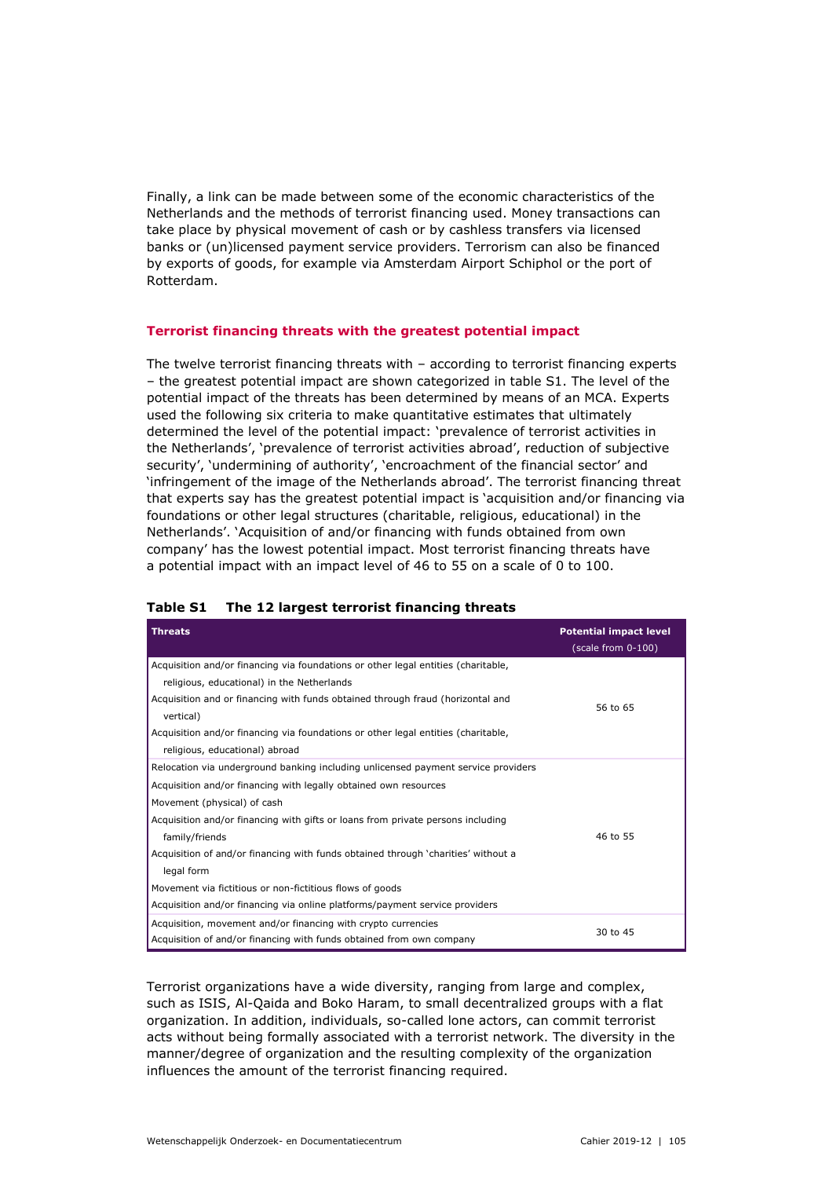Finally, a link can be made between some of the economic characteristics of the Netherlands and the methods of terrorist financing used. Money transactions can take place by physical movement of cash or by cashless transfers via licensed banks or (un)licensed payment service providers. Terrorism can also be financed by exports of goods, for example via Amsterdam Airport Schiphol or the port of Rotterdam.

### Terrorist financing threats with the greatest potential impact

The twelve terrorist financing threats with – according to terrorist financing experts – the greatest potential impact are shown categorized in table S1. The level of the potential impact of the threats has been determined by means of an MCA. Experts used the following six criteria to make quantitative estimates that ultimately determined the level of the potential impact: 'prevalence of terrorist activities in the Netherlands', 'prevalence of terrorist activities abroad', reduction of subjective security', 'undermining of authority', 'encroachment of the financial sector' and 'infringement of the image of the Netherlands abroad'. The terrorist financing threat that experts say has the greatest potential impact is 'acquisition and/or financing via foundations or other legal structures (charitable, religious, educational) in the Netherlands'. 'Acquisition of and/or financing with funds obtained from own company' has the lowest potential impact. Most terrorist financing threats have a potential impact with an impact level of 46 to 55 on a scale of 0 to 100.

**Table S1 The 12 largest terrorist financing threats**

| Threats | Potential impact level (scale from 0-100) |
|---|---|
| Acquisition and/or financing via foundations or other legal entities (charitable, religious, educational) in the Netherlands | 56 to 65 |
| Acquisition and or financing with funds obtained through fraud (horizontal and vertical) | |
| Acquisition and/or financing via foundations or other legal entities (charitable, religious, educational) abroad | |
| Relocation via underground banking including unlicensed payment service providers | 46 to 55 |
| Acquisition and/or financing with legally obtained own resources | |
| Movement (physical) of cash | |
| Acquisition and/or financing with gifts or loans from private persons including family/friends | |
| Acquisition of and/or financing with funds obtained through 'charities' without a legal form | |
| Movement via fictitious or non-fictitious flows of goods | |
| Acquisition and/or financing via online platforms/payment service providers | |
| Acquisition, movement and/or financing with crypto currencies | 30 to 45 |
| Acquisition of and/or financing with funds obtained from own company | |

Terrorist organizations have a wide diversity, ranging from large and complex, such as ISIS, Al-Qaida and Boko Haram, to small decentralized groups with a flat organization. In addition, individuals, so-called lone actors, can commit terrorist acts without being formally associated with a terrorist network. The diversity in the manner/degree of organization and the resulting complexity of the organization influences the amount of the terrorist financing required.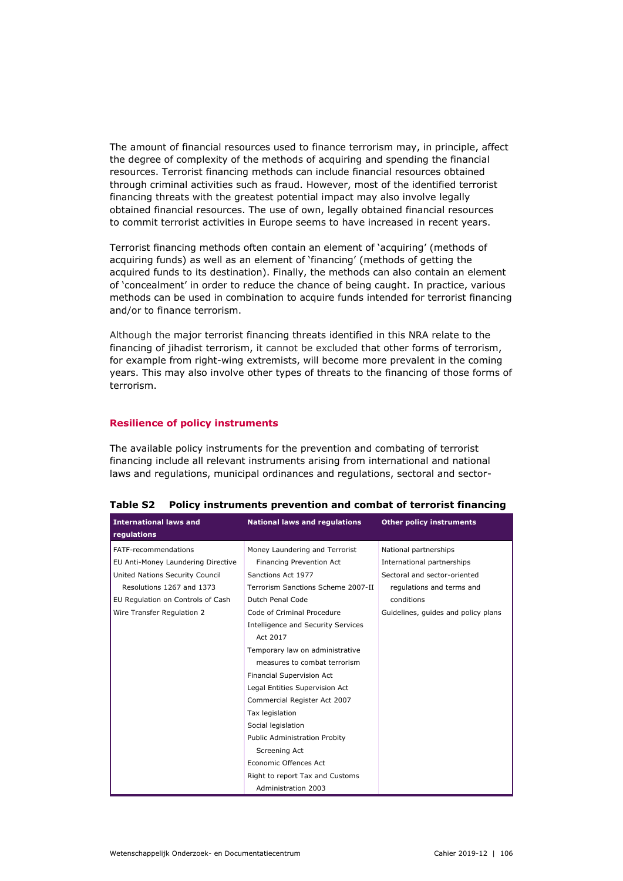The amount of financial resources used to finance terrorism may, in principle, affect the degree of complexity of the methods of acquiring and spending the financial resources. Terrorist financing methods can include financial resources obtained through criminal activities such as fraud. However, most of the identified terrorist financing threats with the greatest potential impact may also involve legally obtained financial resources. The use of own, legally obtained financial resources to commit terrorist activities in Europe seems to have increased in recent years.

Terrorist financing methods often contain an element of 'acquiring' (methods of acquiring funds) as well as an element of 'financing' (methods of getting the acquired funds to its destination). Finally, the methods can also contain an element of 'concealment' in order to reduce the chance of being caught. In practice, various methods can be used in combination to acquire funds intended for terrorist financing and/or to finance terrorism.

Although the major terrorist financing threats identified in this NRA relate to the financing of jihadist terrorism, it cannot be excluded that other forms of terrorism, for example from right-wing extremists, will become more prevalent in the coming years. This may also involve other types of threats to the financing of those forms of terrorism.

## Resilience of policy instruments

The available policy instruments for the prevention and combating of terrorist financing include all relevant instruments arising from international and national laws and regulations, municipal ordinances and regulations, sectoral and sector-

**Table S2 Policy instruments prevention and combat of terrorist financing**

| International laws and regulations | National laws and regulations | Other policy instruments |
|---|---|---|
| FATF-recommendations | Money Laundering and Terrorist Financing Prevention Act | National partnerships |
| EU Anti-Money Laundering Directive | Sanctions Act 1977 | International partnerships |
| United Nations Security Council Resolutions 1267 and 1373 | Terrorism Sanctions Scheme 2007-II | Sectoral and sector-oriented regulations and terms and conditions |
| EU Regulation on Controls of Cash | Dutch Penal Code | Guidelines, guides and policy plans |
| Wire Transfer Regulation 2 | Code of Criminal Procedure | |
| | Intelligence and Security Services Act 2017 | |
| | Temporary law on administrative measures to combat terrorism | |
| | Financial Supervision Act | |
| | Legal Entities Supervision Act | |
| | Commercial Register Act 2007 | |
| | Tax legislation | |
| | Social legislation | |
| | Public Administration Probity Screening Act | |
| | Economic Offences Act | |
| | Right to report Tax and Customs Administration 2003 | |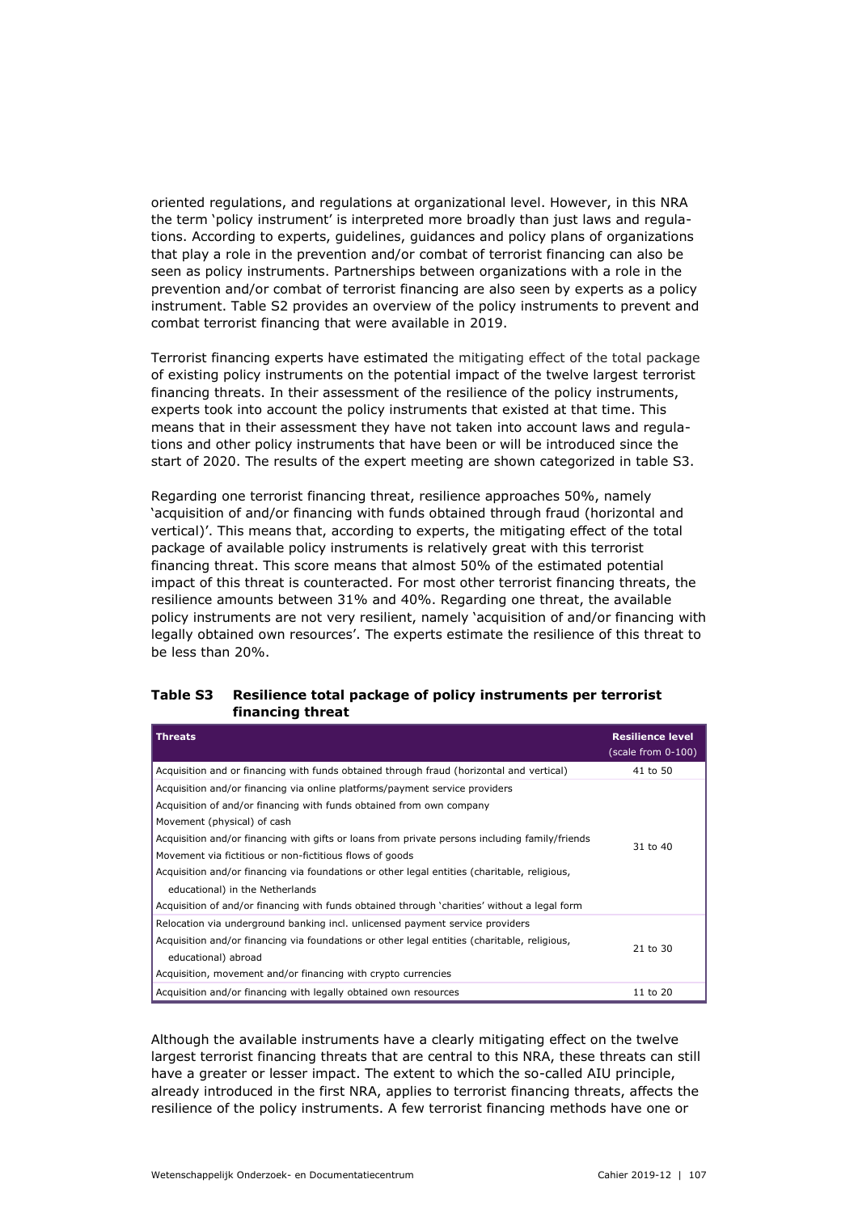oriented regulations, and regulations at organizational level. However, in this NRA the term 'policy instrument' is interpreted more broadly than just laws and regulations. According to experts, guidelines, guidances and policy plans of organizations that play a role in the prevention and/or combat of terrorist financing can also be seen as policy instruments. Partnerships between organizations with a role in the prevention and/or combat of terrorist financing are also seen by experts as a policy instrument. Table S2 provides an overview of the policy instruments to prevent and combat terrorist financing that were available in 2019.

Terrorist financing experts have estimated the mitigating effect of the total package of existing policy instruments on the potential impact of the twelve largest terrorist financing threats. In their assessment of the resilience of the policy instruments, experts took into account the policy instruments that existed at that time. This means that in their assessment they have not taken into account laws and regulations and other policy instruments that have been or will be introduced since the start of 2020. The results of the expert meeting are shown categorized in table S3.

Regarding one terrorist financing threat, resilience approaches 50%, namely 'acquisition of and/or financing with funds obtained through fraud (horizontal and vertical)'. This means that, according to experts, the mitigating effect of the total package of available policy instruments is relatively great with this terrorist financing threat. This score means that almost 50% of the estimated potential impact of this threat is counteracted. For most other terrorist financing threats, the resilience amounts between 31% and 40%. Regarding one threat, the available policy instruments are not very resilient, namely 'acquisition of and/or financing with legally obtained own resources'. The experts estimate the resilience of this threat to be less than 20%.

**Table S3 Resilience total package of policy instruments per terrorist financing threat**

| Threats | Resilience level (scale from 0-100) |
|---|---|
| Acquisition and or financing with funds obtained through fraud (horizontal and vertical) | 41 to 50 |
| Acquisition and/or financing via online platforms/payment service providers<br>Acquisition of and/or financing with funds obtained from own company<br>Movement (physical) of cash<br>Acquisition and/or financing with gifts or loans from private persons including family/friends<br>Movement via fictitious or non-fictitious flows of goods<br>Acquisition and/or financing via foundations or other legal entities (charitable, religious, educational) in the Netherlands<br>Acquisition of and/or financing with funds obtained through 'charities' without a legal form | 31 to 40 |
| Relocation via underground banking incl. unlicensed payment service providers<br>Acquisition and/or financing via foundations or other legal entities (charitable, religious, educational) abroad<br>Acquisition, movement and/or financing with crypto currencies | 21 to 30 |
| Acquisition and/or financing with legally obtained own resources | 11 to 20 |

Although the available instruments have a clearly mitigating effect on the twelve largest terrorist financing threats that are central to this NRA, these threats can still have a greater or lesser impact. The extent to which the so-called AIU principle, already introduced in the first NRA, applies to terrorist financing threats, affects the resilience of the policy instruments. A few terrorist financing methods have one or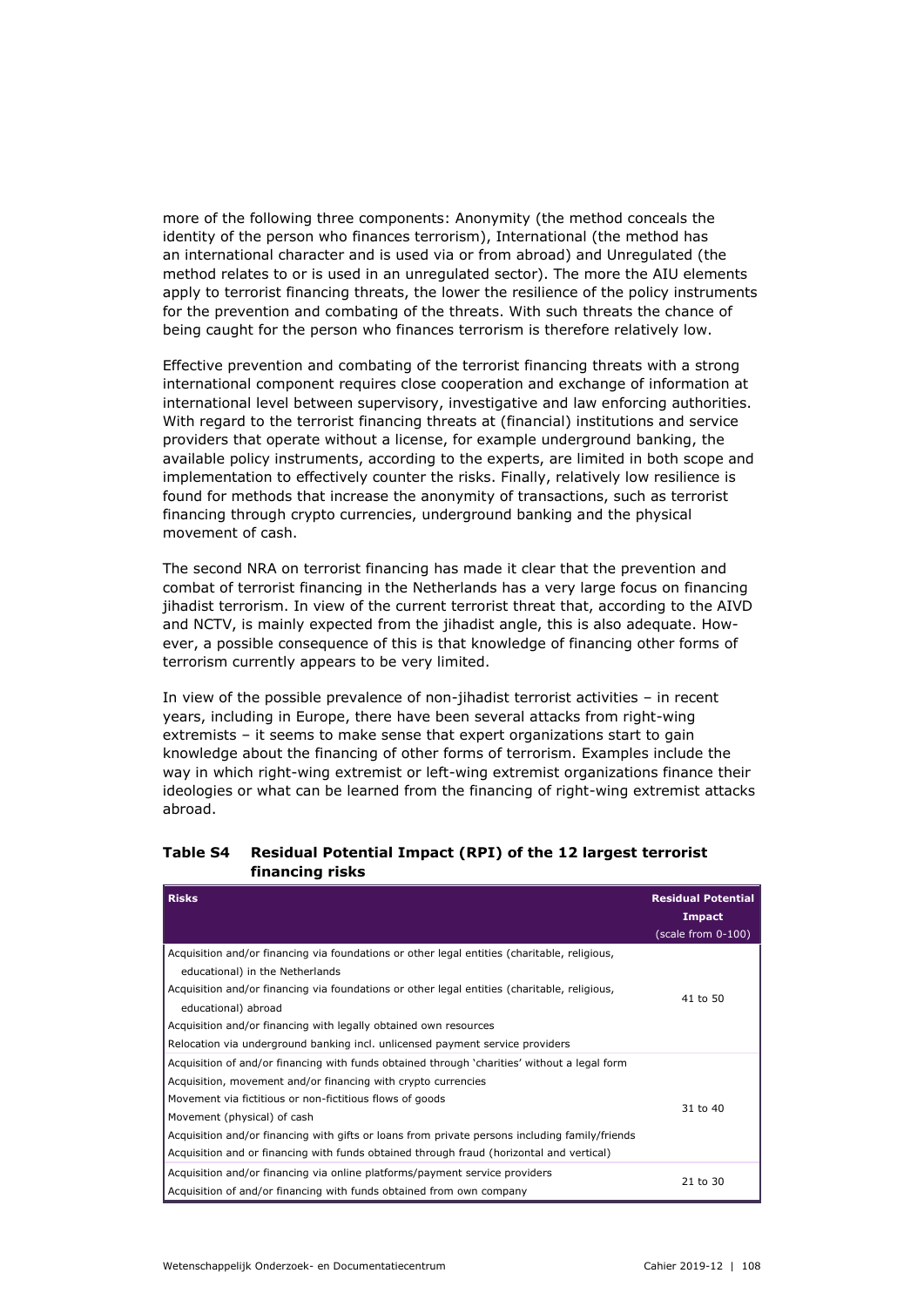more of the following three components: Anonymity (the method conceals the identity of the person who finances terrorism), International (the method has an international character and is used via or from abroad) and Unregulated (the method relates to or is used in an unregulated sector). The more the AIU elements apply to terrorist financing threats, the lower the resilience of the policy instruments for the prevention and combating of the threats. With such threats the chance of being caught for the person who finances terrorism is therefore relatively low.

Effective prevention and combating of the terrorist financing threats with a strong international component requires close cooperation and exchange of information at international level between supervisory, investigative and law enforcing authorities. With regard to the terrorist financing threats at (financial) institutions and service providers that operate without a license, for example underground banking, the available policy instruments, according to the experts, are limited in both scope and implementation to effectively counter the risks. Finally, relatively low resilience is found for methods that increase the anonymity of transactions, such as terrorist financing through crypto currencies, underground banking and the physical movement of cash.

The second NRA on terrorist financing has made it clear that the prevention and combat of terrorist financing in the Netherlands has a very large focus on financing jihadist terrorism. In view of the current terrorist threat that, according to the AIVD and NCTV, is mainly expected from the jihadist angle, this is also adequate. However, a possible consequence of this is that knowledge of financing other forms of terrorism currently appears to be very limited.

In view of the possible prevalence of non-jihadist terrorist activities – in recent years, including in Europe, there have been several attacks from right-wing extremists – it seems to make sense that expert organizations start to gain knowledge about the financing of other forms of terrorism. Examples include the way in which right-wing extremist or left-wing extremist organizations finance their ideologies or what can be learned from the financing of right-wing extremist attacks abroad.

**Table S4 Residual Potential Impact (RPI) of the 12 largest terrorist financing risks**

| Risks | Residual Potential Impact (scale from 0-100) |
|---|---|
| Acquisition and/or financing via foundations or other legal entities (charitable, religious, educational) in the Netherlands | 41 to 50 |
| Acquisition and/or financing via foundations or other legal entities (charitable, religious, educational) abroad | |
| Acquisition and/or financing with legally obtained own resources | |
| Relocation via underground banking incl. unlicensed payment service providers | |
| Acquisition of and/or financing with funds obtained through 'charities' without a legal form | 31 to 40 |
| Acquisition, movement and/or financing with crypto currencies | |
| Movement via fictitious or non-fictitious flows of goods | |
| Movement (physical) of cash | |
| Acquisition and/or financing with gifts or loans from private persons including family/friends | |
| Acquisition and or financing with funds obtained through fraud (horizontal and vertical) | |
| Acquisition and/or financing via online platforms/payment service providers | 21 to 30 |
| Acquisition of and/or financing with funds obtained from own company | |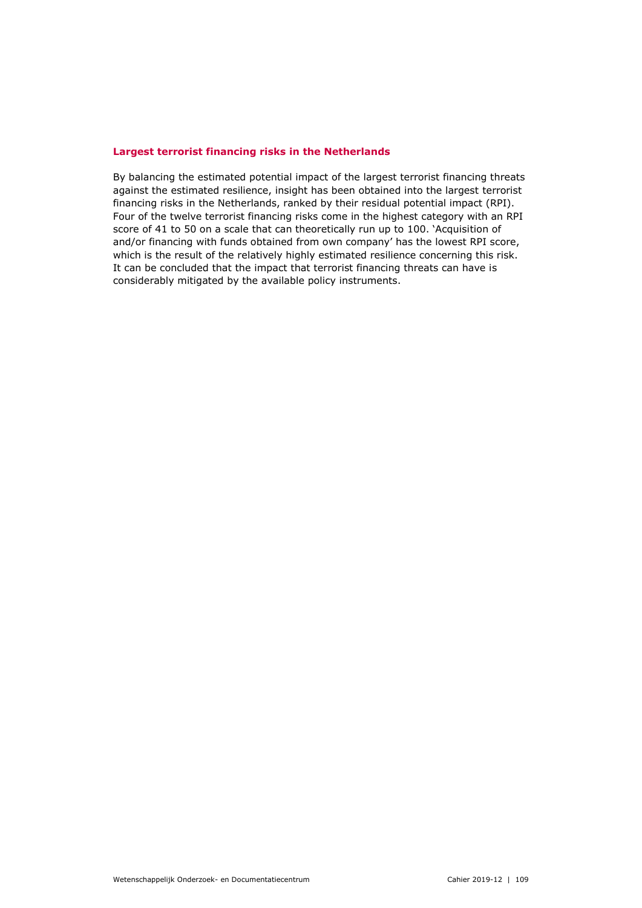### Largest terrorist financing risks in the Netherlands

By balancing the estimated potential impact of the largest terrorist financing threats against the estimated resilience, insight has been obtained into the largest terrorist financing risks in the Netherlands, ranked by their residual potential impact (RPI). Four of the twelve terrorist financing risks come in the highest category with an RPI score of 41 to 50 on a scale that can theoretically run up to 100. 'Acquisition of and/or financing with funds obtained from own company' has the lowest RPI score, which is the result of the relatively highly estimated resilience concerning this risk. It can be concluded that the impact that terrorist financing threats can have is considerably mitigated by the available policy instruments.